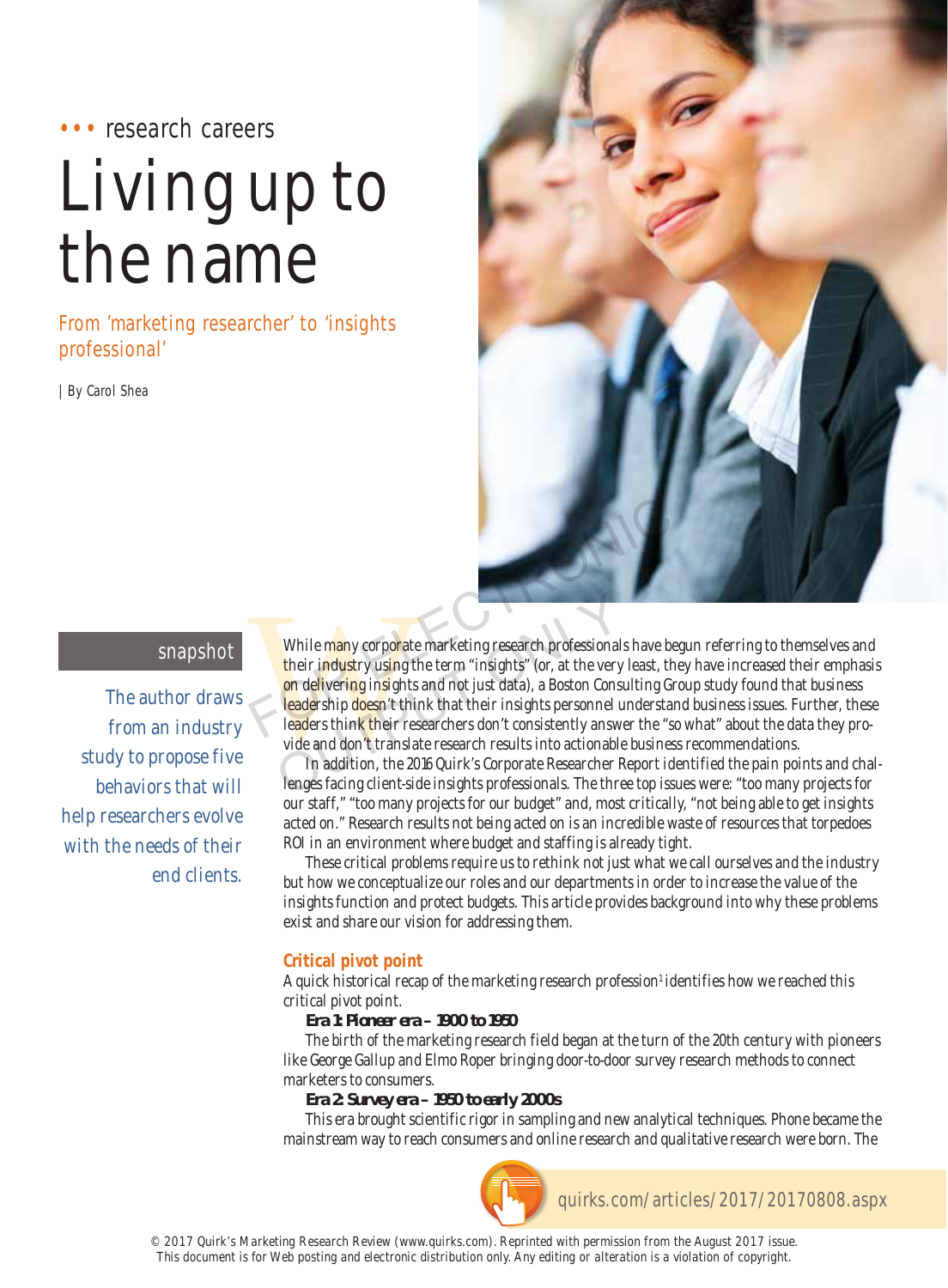research careers

# Living up to the name

## From 'marketing researcher' to 'insights professional'

| By Carol Shea

**snapshot**

The author draws from an industry study to propose five behaviors that will help researchers evolve with the needs of their end clients.

While many corporate marketing research professionals have begun referring to themselves and their industry using the term "insights" (or, at the very least, they have increased their emphasis on delivering insights and not just data), a Boston Consulting Group study found that business leadership doesn't think that their insights personnel understand business issues. Further, these leaders think their researchers don't consistently answer the "so what" about the data they provide and don't translate research results into actionable business recommendations.

In addition, the 2016 Quirk's Corporate Researcher Report identified the pain points and challenges facing client-side insights professionals. The three top issues were: "too many projects for our staff," "too many projects for our budget" and, most critically, "not being able to get insights acted on." Research results not being acted on is an incredible waste of resources that torpedoes ROI in an environment where budget and staffing is already tight.

These critical problems require us to rethink not just what we call ourselves and the industry but how we conceptualize our roles and our departments in order to increase the value of the insights function and protect budgets. This article provides background into why these problems exist and share our vision for addressing them.

### Critical pivot point

A quick historical recap of the marketing research profession[1] identifies how we reached this critical pivot point.

***Era 1: Pioneer era – 1900 to 1950***

The birth of the marketing research field began at the turn of the 20th century with pioneers like George Gallup and Elmo Roper bringing door-to-door survey research methods to connect marketers to consumers.

***Era 2: Survey era – 1950 to early 2000s***

This era brought scientific rigor in sampling and new analytical techniques. Phone became the mainstream way to reach consumers and online research and qualitative research were born. The

quirks.com/articles/2017/20170808.aspx

© 2017 Quirk's Marketing Research Review (www.quirks.com). Reprinted with permission from the August 2017 issue.
This document is for Web posting and electronic distribution only. Any editing or alteration is a violation of copyright.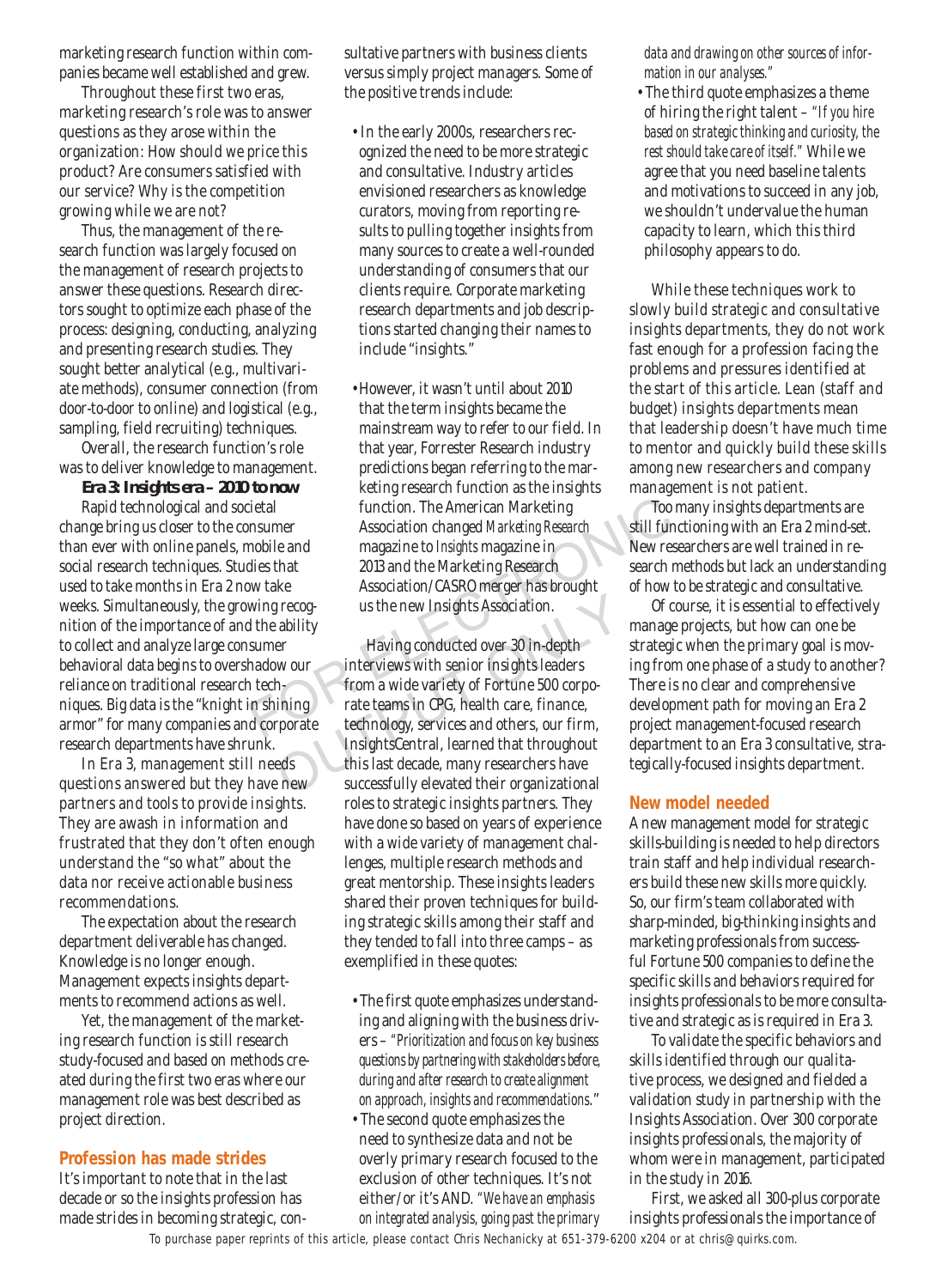marketing research function within companies became well established and grew.

Throughout these first two eras, marketing research's role was to answer questions as they arose within the organization: How should we price this product? Are consumers satisfied with our service? Why is the competition growing while we are not?

Thus, the management of the research function was largely focused on the management of research projects to answer these questions. Research directors sought to optimize each phase of the process: designing, conducting, analyzing and presenting research studies. They sought better analytical (e.g., multivariate methods), consumer connection (from door-to-door to online) and logistical (e.g., sampling, field recruiting) techniques.

Overall, the research function's role was to deliver knowledge to management.

**Era 3: Insights era – 2010 to now**

Rapid technological and societal change bring us closer to the consumer than ever with online panels, mobile and social research techniques. Studies that used to take months in Era 2 now take weeks. Simultaneously, the growing recognition of the importance of and the ability to collect and analyze large consumer behavioral data begins to overshadow our reliance on traditional research techniques. Big data is the "knight in shining armor" for many companies and corporate research departments have shrunk.

In Era 3, management still needs questions answered but they have new partners and tools to provide insights. They are awash in information and frustrated that they don't often enough understand the "so what" about the data nor receive actionable business recommendations.

The expectation about the research department deliverable has changed. Knowledge is no longer enough. Management expects insights departments to recommend actions as well.

Yet, the management of the marketing research function is still research study-focused and based on methods created during the first two eras where our management role was best described as project direction.

## Profession has made strides

It's important to note that in the last decade or so the insights profession has made strides in becoming strategic, consultative partners with business clients versus simply project managers. Some of the positive trends include:

- In the early 2000s, researchers recognized the need to be more strategic and consultative. Industry articles envisioned researchers as knowledge curators, moving from reporting results to pulling together insights from many sources to create a well-rounded understanding of consumers that our clients require. Corporate marketing research departments and job descriptions started changing their names to include "insights."

- However, it wasn't until about 2010 that the term insights became the mainstream way to refer to our field. In that year, Forrester Research industry predictions began referring to the marketing research function as the insights function. The American Marketing Association changed *Marketing Research* magazine to *Insights* magazine in 2013 and the Marketing Research Association/CASRO merger has brought us the new Insights Association.

Having conducted over 30 in-depth interviews with senior insights leaders from a wide variety of Fortune 500 corporate teams in CPG, health care, finance, technology, services and others, our firm, InsightsCentral, learned that throughout this last decade, many researchers have successfully elevated their organizational roles to strategic insights partners. They have done so based on years of experience with a wide variety of management challenges, multiple research methods and great mentorship. These insights leaders shared their proven techniques for building strategic skills among their staff and they tended to fall into three camps – as exemplified in these quotes:

- The first quote emphasizes understanding and aligning with the business drivers – *"Prioritization and focus on key business questions by partnering with stakeholders before, during and after research to create alignment on approach, insights and recommendations."*
- The second quote emphasizes the need to synthesize data and not be overly primary research focused to the exclusion of other techniques. It's not either/or it's AND. *"We have an emphasis on integrated analysis, going past the primary data and drawing on other sources of information in our analyses."*
- The third quote emphasizes a theme of hiring the right talent – *"If you hire based on strategic thinking and curiosity, the rest should take care of itself."* While we agree that you need baseline talents and motivations to succeed in any job, we shouldn't undervalue the human capacity to learn, which this third philosophy appears to do.

While these techniques work to slowly build strategic and consultative insights departments, they do not work fast enough for a profession facing the problems and pressures identified at the start of this article. Lean (staff and budget) insights departments mean that leadership doesn't have much time to mentor and quickly build these skills among new researchers and company management is not patient.

Too many insights departments are still functioning with an Era 2 mind-set. New researchers are well trained in research methods but lack an understanding of how to be strategic and consultative.

Of course, it is essential to effectively manage projects, but how can one be strategic when the primary goal is moving from one phase of a study to another? There is no clear and comprehensive development path for moving an Era 2 project management-focused research department to an Era 3 consultative, strategically-focused insights department.

## New model needed

A new management model for strategic skills-building is needed to help directors train staff and help individual researchers build these new skills more quickly. So, our firm's team collaborated with sharp-minded, big-thinking insights and marketing professionals from successful Fortune 500 companies to define the specific skills and behaviors required for insights professionals to be more consultative and strategic as is required in Era 3.

To validate the specific behaviors and skills identified through our qualitative process, we designed and fielded a validation study in partnership with the Insights Association. Over 300 corporate insights professionals, the majority of whom were in management, participated in the study in 2016.

First, we asked all 300-plus corporate insights professionals the importance of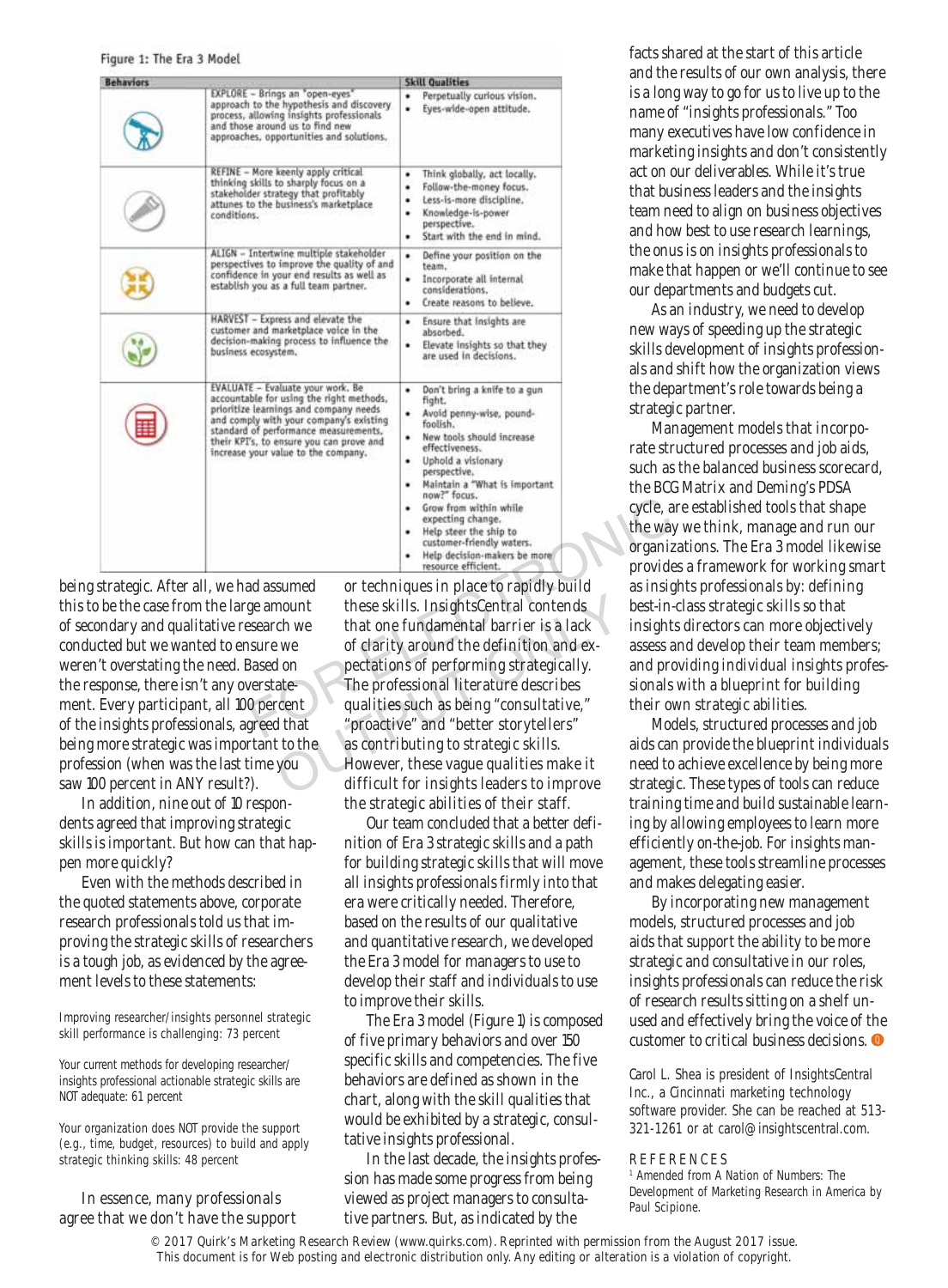Figure 1: The Era 3 Model

| Behaviors | | Skill Qualities |
| --- | --- | --- |
| | EXPLORE – Brings an "open-eyes" approach to the hypothesis and discovery process, allowing insights professionals and those around us to find new approaches, opportunities and solutions. | • Perpetually curious vision.<br>• Eyes-wide-open attitude. |
| | REFINE – More keenly apply critical thinking skills to sharply focus on a stakeholder strategy that profitably attunes to the business's marketplace conditions. | • Think globally, act locally.<br>• Follow-the-money focus.<br>• Less-is-more discipline.<br>• Knowledge-is-power perspective.<br>• Start with the end in mind. |
| | ALIGN – Intertwine multiple stakeholder perspectives to improve the quality of and confidence in your end results as well as establish you as a full team partner. | • Define your position on the team.<br>• Incorporate all internal considerations.<br>• Create reasons to believe. |
| | HARVEST – Express and elevate the customer and marketplace voice in the decision-making process to influence the business ecosystem. | • Ensure that insights are absorbed.<br>• Elevate insights so that they are used in decisions. |
| | EVALUATE – Evaluate your work. Be accountable for using the right methods, prioritize learnings and company needs and comply with your company's existing standard of performance measurements, their KPI's, to ensure you can prove and increase your value to the company. | • Don't bring a knife to a gun fight.<br>• Avoid penny-wise, pound-foolish.<br>• New tools should increase effectiveness.<br>• Uphold a visionary perspective.<br>• Maintain a "What is important now?" focus.<br>• Grow from within while expecting change.<br>• Help steer the ship to customer-friendly waters.<br>• Help decision-makers be more resource efficient. |

being strategic. After all, we had assumed this to be the case from the large amount of secondary and qualitative research we conducted but we wanted to ensure we weren't overstating the need. Based on the response, there isn't any overstatement. Every participant, all 100 percent of the insights professionals, agreed that being more strategic was important to the profession (when was the last time you saw 100 percent in ANY result?).

In addition, nine out of 10 respondents agreed that improving strategic skills is important. But how can that happen more quickly?

Even with the methods described in the quoted statements above, corporate research professionals told us that improving the strategic skills of researchers is a tough job, as evidenced by the agreement levels to these statements:

Improving researcher/insights personnel strategic skill performance is challenging: 73 percent

Your current methods for developing researcher/insights professional actionable strategic skills are NOT adequate: 61 percent

Your organization does NOT provide the support (e.g., time, budget, resources) to build and apply strategic thinking skills: 48 percent

In essence, many professionals agree that we don't have the support or techniques in place to rapidly build these skills. InsightsCentral contends that one fundamental barrier is a lack of clarity around the definition and expectations of performing strategically. The professional literature describes qualities such as being "consultative," "proactive" and "better storytellers" as contributing to strategic skills. However, these vague qualities make it difficult for insights leaders to improve the strategic abilities of their staff.

Our team concluded that a better definition of Era 3 strategic skills and a path for building strategic skills that will move all insights professionals firmly into that era were critically needed. Therefore, based on the results of our qualitative and quantitative research, we developed the Era 3 model for managers to use to develop their staff and individuals to use to improve their skills.

The Era 3 model (Figure 1) is composed of five primary behaviors and over 150 specific skills and competencies. The five behaviors are defined as shown in the chart, along with the skill qualities that would be exhibited by a strategic, consultative insights professional.

In the last decade, the insights profession has made some progress from being viewed as project managers to consultative partners. But, as indicated by the facts shared at the start of this article and the results of our own analysis, there is a long way to go for us to live up to the name of "insights professionals." Too many executives have low confidence in marketing insights and don't consistently act on our deliverables. While it's true that business leaders and the insights team need to align on business objectives and how best to use research learnings, the onus is on insights professionals to make that happen or we'll continue to see our departments and budgets cut.

As an industry, we need to develop new ways of speeding up the strategic skills development of insights professionals and shift how the organization views the department's role towards being a strategic partner.

Management models that incorporate structured processes and job aids, such as the balanced business scorecard, the BCG Matrix and Deming's PDSA cycle, are established tools that shape the way we think, manage and run our organizations. The Era 3 model likewise provides a framework for working smart as insights professionals by: defining best-in-class strategic skills so that insights directors can more objectively assess and develop their team members; and providing individual insights professionals with a blueprint for building their own strategic abilities.

Models, structured processes and job aids can provide the blueprint individuals need to achieve excellence by being more strategic. These types of tools can reduce training time and build sustainable learning by allowing employees to learn more efficiently on-the-job. For insights management, these tools streamline processes and makes delegating easier.

By incorporating new management models, structured processes and job aids that support the ability to be more strategic and consultative in our roles, insights professionals can reduce the risk of research results sitting on a shelf unused and effectively bring the voice of the customer to critical business decisions.

*Carol L. Shea is president of InsightsCentral Inc., a Cincinnati marketing technology software provider. She can be reached at 513-321-1261 or at carol@insightscentral.com.*

REFERENCES

[1] Amended from A Nation of Numbers: The Development of Marketing Research in America by Paul Scipione.

© 2017 Quirk's Marketing Research Review (www.quirks.com). Reprinted with permission from the August 2017 issue. This document is for Web posting and electronic distribution only. Any editing or alteration is a violation of copyright.